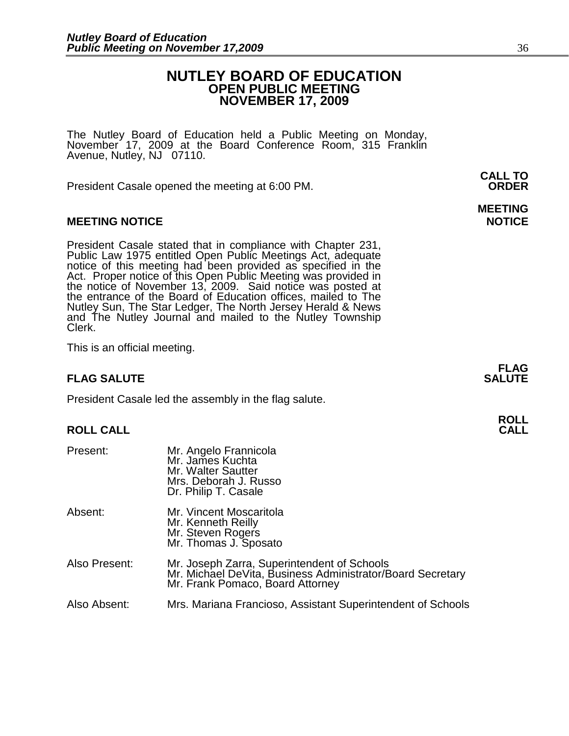# NUTLEY BOARD OF EDUCATION
## OPEN PUBLIC MEETING
## NOVEMBER 17, 2009

The Nutley Board of Education held a Public Meeting on Monday, November 17, 2009 at the Board Conference Room, 315 Franklin Avenue, Nutley, NJ 07110.

**CALL TO ORDER**

President Casale opened the meeting at 6:00 PM.

**MEETING NOTICE**

President Casale stated that in compliance with Chapter 231, Public Law 1975 entitled Open Public Meetings Act, adequate notice of this meeting had been provided as specified in the Act. Proper notice of this Open Public Meeting was provided in the notice of November 13, 2009. Said notice was posted at the entrance of the Board of Education offices, mailed to The Nutley Sun, The Star Ledger, The North Jersey Herald & News and The Nutley Journal and mailed to the Nutley Township Clerk.

This is an official meeting.

**FLAG SALUTE**

President Casale led the assembly in the flag salute.

**ROLL CALL**

Present: Mr. Angelo Frannicola
Mr. James Kuchta
Mr. Walter Sautter
Mrs. Deborah J. Russo
Dr. Philip T. Casale

Absent: Mr. Vincent Moscaritola
Mr. Kenneth Reilly
Mr. Steven Rogers
Mr. Thomas J. Sposato

Also Present: Mr. Joseph Zarra, Superintendent of Schools
Mr. Michael DeVita, Business Administrator/Board Secretary
Mr. Frank Pomaco, Board Attorney

Also Absent: Mrs. Mariana Francioso, Assistant Superintendent of Schools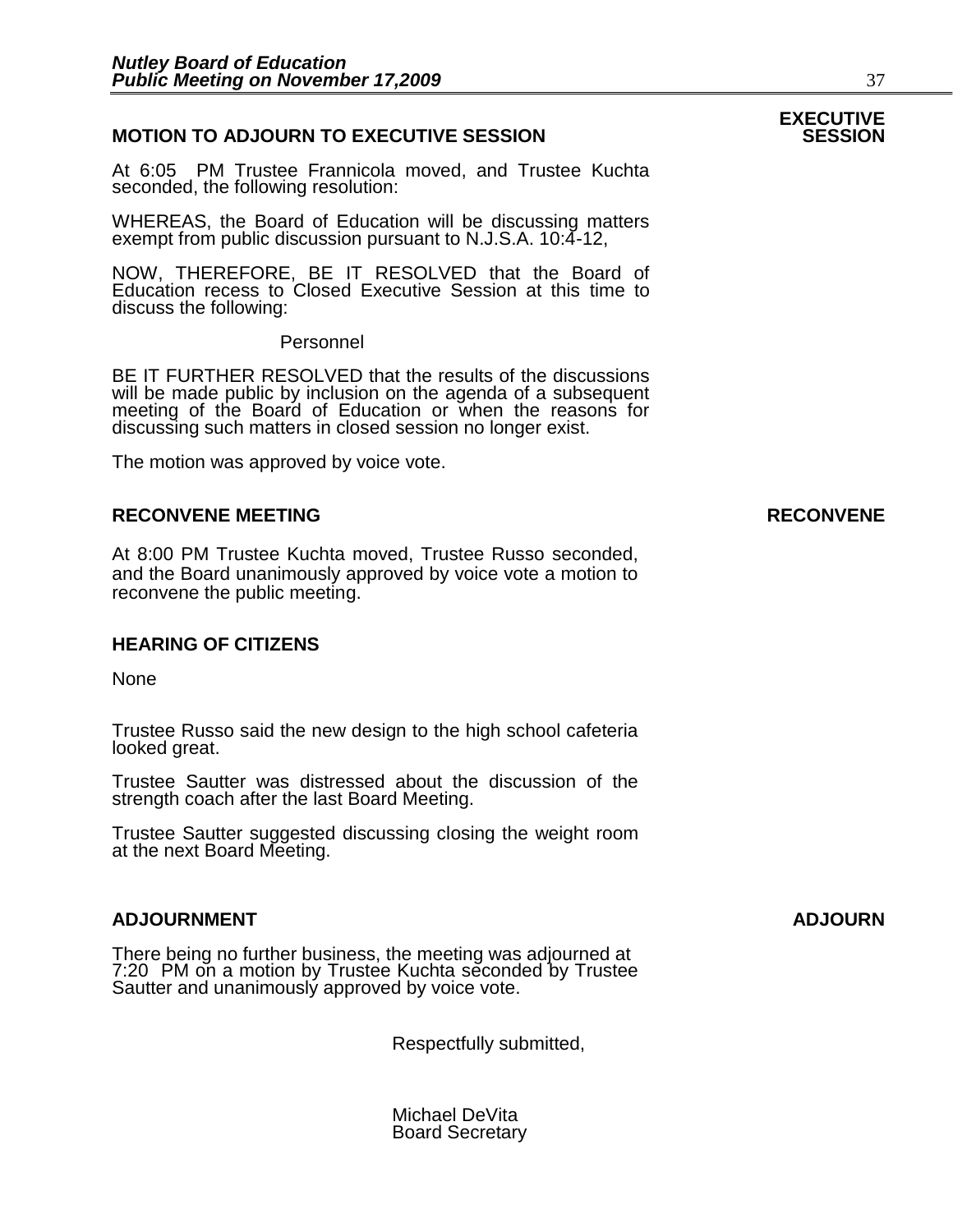**MOTION TO ADJOURN TO EXECUTIVE SESSION** **EXECUTIVE SESSION**

At 6:05 PM Trustee Frannicola moved, and Trustee Kuchta seconded, the following resolution:

WHEREAS, the Board of Education will be discussing matters exempt from public discussion pursuant to N.J.S.A. 10:4-12,

NOW, THEREFORE, BE IT RESOLVED that the Board of Education recess to Closed Executive Session at this time to discuss the following:

Personnel

BE IT FURTHER RESOLVED that the results of the discussions will be made public by inclusion on the agenda of a subsequent meeting of the Board of Education or when the reasons for discussing such matters in closed session no longer exist.

The motion was approved by voice vote.

**RECONVENE MEETING** **RECONVENE**

At 8:00 PM Trustee Kuchta moved, Trustee Russo seconded, and the Board unanimously approved by voice vote a motion to reconvene the public meeting.

**HEARING OF CITIZENS**

None

Trustee Russo said the new design to the high school cafeteria looked great.

Trustee Sautter was distressed about the discussion of the strength coach after the last Board Meeting.

Trustee Sautter suggested discussing closing the weight room at the next Board Meeting.

**ADJOURNMENT** **ADJOURN**

There being no further business, the meeting was adjourned at 7:20 PM on a motion by Trustee Kuchta seconded by Trustee Sautter and unanimously approved by voice vote.

Respectfully submitted,

Michael DeVita
Board Secretary